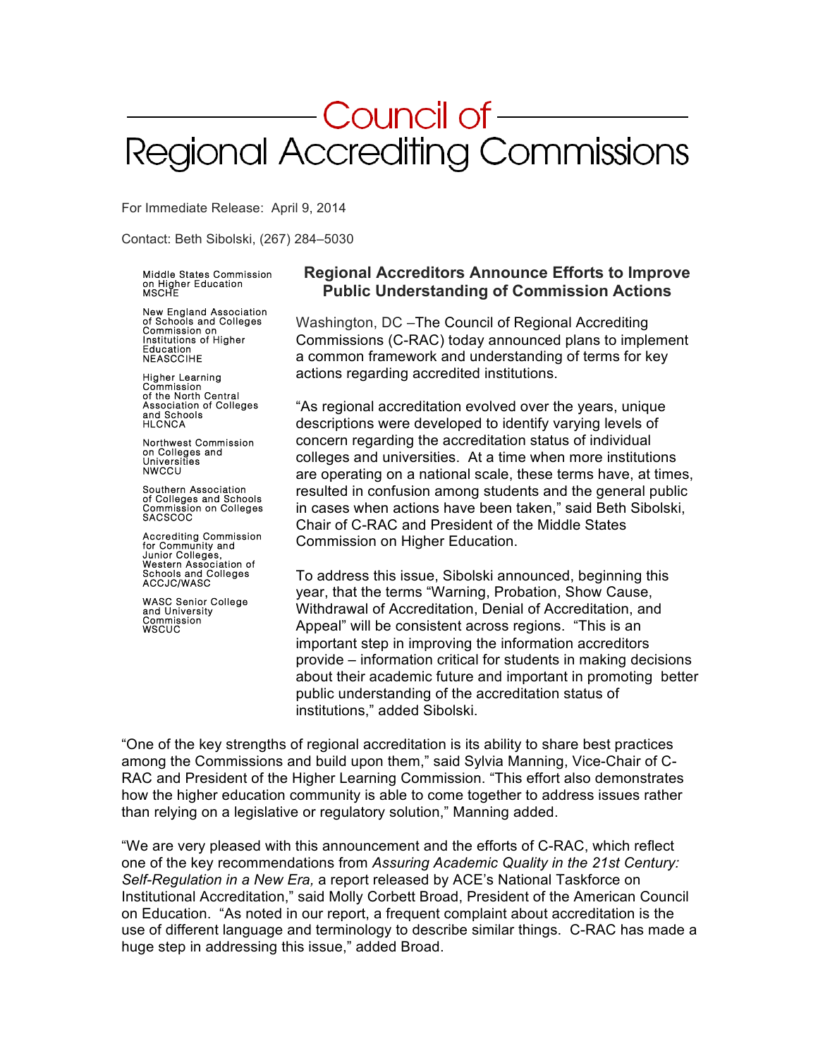# Council of Regional Accrediting Commissions

For Immediate Release: April 9, 2014

Contact: Beth Sibolski, (267) 284–5030

Middle States Commission on Higher Education
MSCHE

New England Association of Schools and Colleges Commission on Institutions of Higher Education
NEASCCIHE

Higher Learning Commission of the North Central Association of Colleges and Schools
HLCNCA

Northwest Commission on Colleges and Universities
NWCCU

Southern Association of Colleges and Schools Commission on Colleges
SACSCOC

Accrediting Commission for Community and Junior Colleges, Western Association of Schools and Colleges
ACCJC/WASC

WASC Senior College and University Commission
WSCUC

## Regional Accreditors Announce Efforts to Improve Public Understanding of Commission Actions

Washington, DC –The Council of Regional Accrediting Commissions (C-RAC) today announced plans to implement a common framework and understanding of terms for key actions regarding accredited institutions.

"As regional accreditation evolved over the years, unique descriptions were developed to identify varying levels of concern regarding the accreditation status of individual colleges and universities. At a time when more institutions are operating on a national scale, these terms have, at times, resulted in confusion among students and the general public in cases when actions have been taken," said Beth Sibolski, Chair of C-RAC and President of the Middle States Commission on Higher Education.

To address this issue, Sibolski announced, beginning this year, that the terms "Warning, Probation, Show Cause, Withdrawal of Accreditation, Denial of Accreditation, and Appeal" will be consistent across regions. "This is an important step in improving the information accreditors provide – information critical for students in making decisions about their academic future and important in promoting better public understanding of the accreditation status of institutions," added Sibolski.

"One of the key strengths of regional accreditation is its ability to share best practices among the Commissions and build upon them," said Sylvia Manning, Vice-Chair of C-RAC and President of the Higher Learning Commission. "This effort also demonstrates how the higher education community is able to come together to address issues rather than relying on a legislative or regulatory solution," Manning added.

"We are very pleased with this announcement and the efforts of C-RAC, which reflect one of the key recommendations from *Assuring Academic Quality in the 21st Century: Self-Regulation in a New Era,* a report released by ACE's National Taskforce on Institutional Accreditation," said Molly Corbett Broad, President of the American Council on Education. "As noted in our report, a frequent complaint about accreditation is the use of different language and terminology to describe similar things. C-RAC has made a huge step in addressing this issue," added Broad.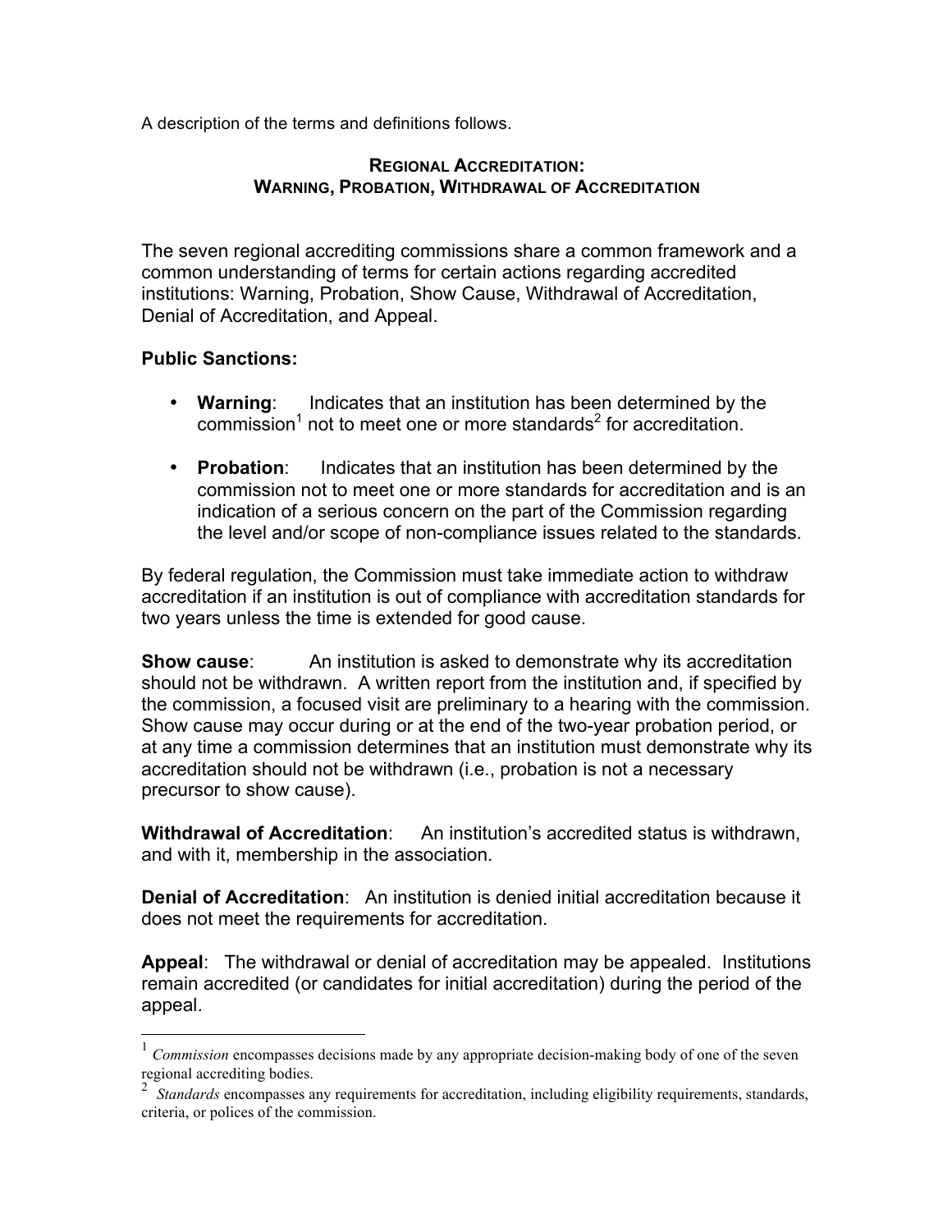A description of the terms and definitions follows.

## Regional Accreditation: Warning, Probation, Withdrawal of Accreditation

The seven regional accrediting commissions share a common framework and a common understanding of terms for certain actions regarding accredited institutions: Warning, Probation, Show Cause, Withdrawal of Accreditation, Denial of Accreditation, and Appeal.

**Public Sanctions:**

- **Warning**: Indicates that an institution has been determined by the commission[1] not to meet one or more standards[2] for accreditation.
- **Probation**: Indicates that an institution has been determined by the commission not to meet one or more standards for accreditation and is an indication of a serious concern on the part of the Commission regarding the level and/or scope of non-compliance issues related to the standards.

By federal regulation, the Commission must take immediate action to withdraw accreditation if an institution is out of compliance with accreditation standards for two years unless the time is extended for good cause.

**Show cause**: An institution is asked to demonstrate why its accreditation should not be withdrawn. A written report from the institution and, if specified by the commission, a focused visit are preliminary to a hearing with the commission. Show cause may occur during or at the end of the two-year probation period, or at any time a commission determines that an institution must demonstrate why its accreditation should not be withdrawn (i.e., probation is not a necessary precursor to show cause).

**Withdrawal of Accreditation**: An institution's accredited status is withdrawn, and with it, membership in the association.

**Denial of Accreditation**: An institution is denied initial accreditation because it does not meet the requirements for accreditation.

**Appeal**: The withdrawal or denial of accreditation may be appealed. Institutions remain accredited (or candidates for initial accreditation) during the period of the appeal.

---

[1] *Commission* encompasses decisions made by any appropriate decision-making body of one of the seven regional accrediting bodies.

[2] *Standards* encompasses any requirements for accreditation, including eligibility requirements, standards, criteria, or polices of the commission.